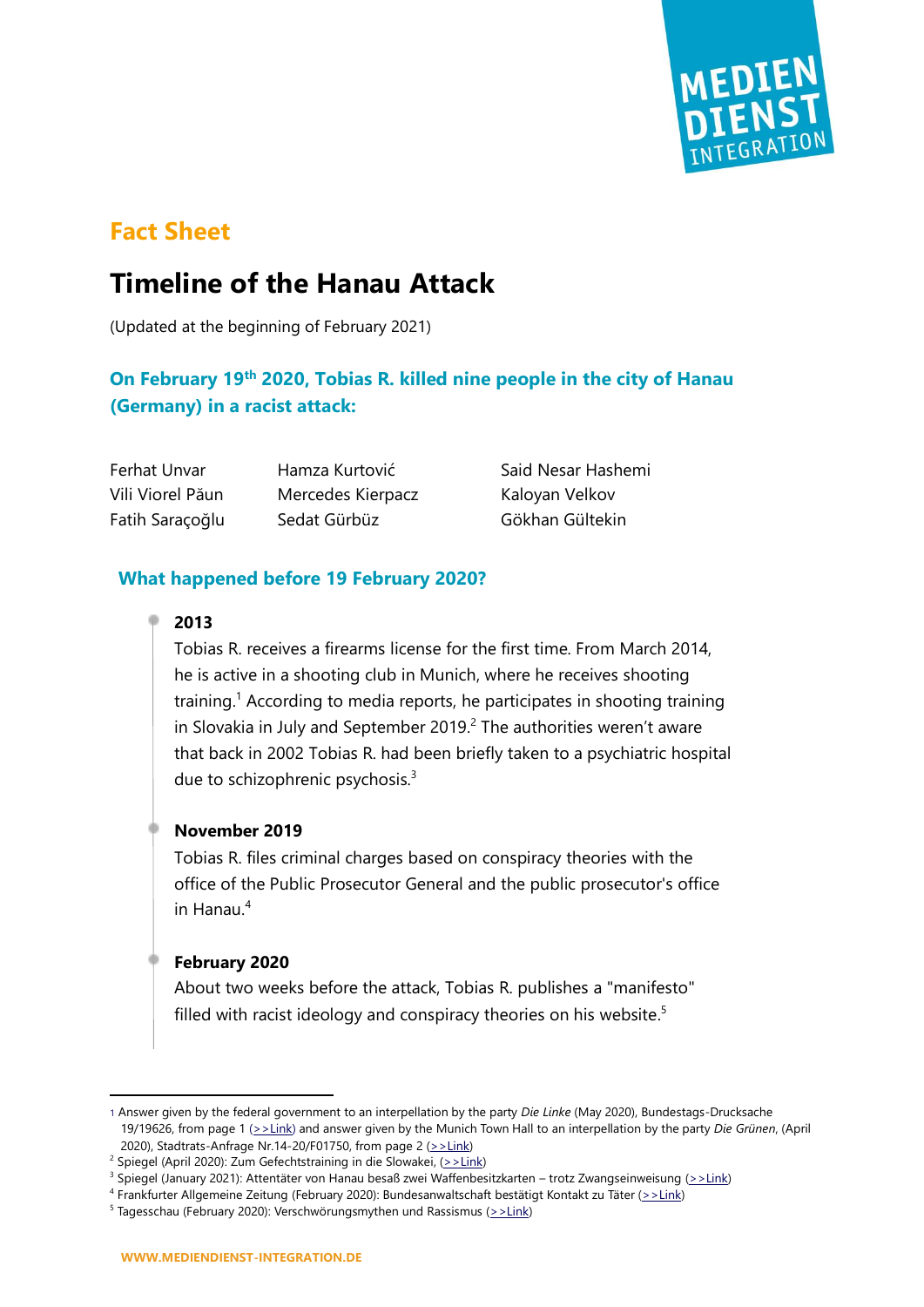Fact Sheet

# Timeline of the Hanau Attack

(Updated at the beginning of February 2021)

## On February 19th 2020, Tobias R. killed nine people in the city of Hanau (Germany) in a racist attack:

| | | |
|---|---|---|
| Ferhat Unvar | Hamza Kurtović | Said Nesar Hashemi |
| Vili Viorel Păun | Mercedes Kierpacz | Kaloyan Velkov |
| Fatih Saraçoğlu | Sedat Gürbüz | Gökhan Gültekin |

## What happened before 19 February 2020?

**2013**

Tobias R. receives a firearms license for the first time. From March 2014, he is active in a shooting club in Munich, where he receives shooting training.[1] According to media reports, he participates in shooting training in Slovakia in July and September 2019.[2] The authorities weren't aware that back in 2002 Tobias R. had been briefly taken to a psychiatric hospital due to schizophrenic psychosis.[3]

**November 2019**

Tobias R. files criminal charges based on conspiracy theories with the office of the Public Prosecutor General and the public prosecutor's office in Hanau.[4]

**February 2020**

About two weeks before the attack, Tobias R. publishes a "manifesto" filled with racist ideology and conspiracy theories on his website.[5]

---

1 Answer given by the federal government to an interpellation by the party *Die Linke* (May 2020), Bundestags-Drucksache 19/19626, from page 1 (>>Link) and answer given by the Munich Town Hall to an interpellation by the party *Die Grünen*, (April 2020), Stadtrats-Anfrage Nr.14-20/F01750, from page 2 (>>Link)

2 Spiegel (April 2020): Zum Gefechtstraining in die Slowakei, (>>Link)

3 Spiegel (January 2021): Attentäter von Hanau besaß zwei Waffenbesitzkarten – trotz Zwangseinweisung (>>Link)

4 Frankfurter Allgemeine Zeitung (February 2020): Bundesanwaltschaft bestätigt Kontakt zu Täter (>>Link)

5 Tagesschau (February 2020): Verschwörungsmythen und Rassismus (>>Link)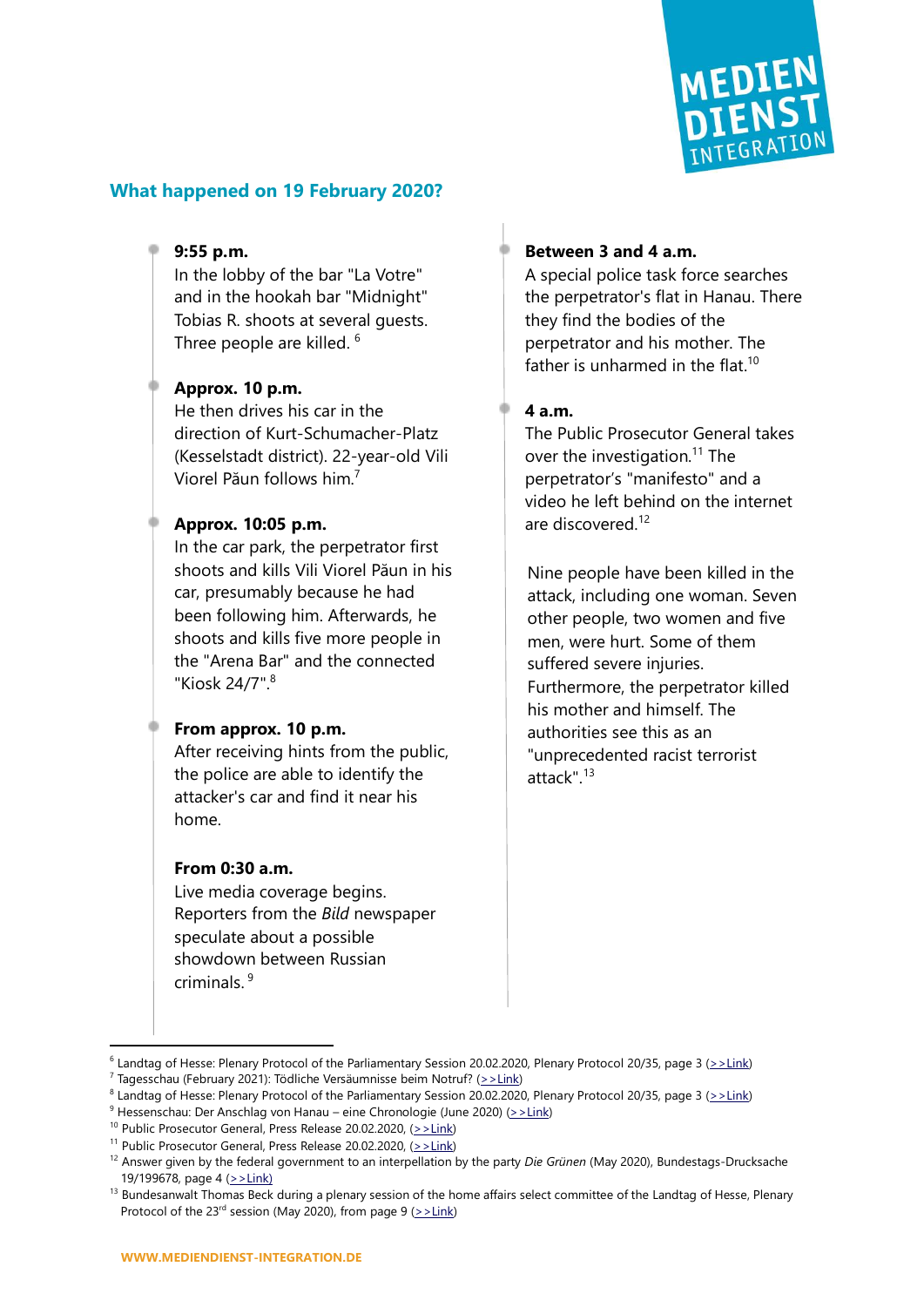## What happened on 19 February 2020?

**9:55 p.m.**
In the lobby of the bar "La Votre" and in the hookah bar "Midnight" Tobias R. shoots at several guests. Three people are killed. [6]

**Approx. 10 p.m.**
He then drives his car in the direction of Kurt-Schumacher-Platz (Kesselstadt district). 22-year-old Vili Viorel Păun follows him.[7]

**Approx. 10:05 p.m.**
In the car park, the perpetrator first shoots and kills Vili Viorel Păun in his car, presumably because he had been following him. Afterwards, he shoots and kills five more people in the "Arena Bar" and the connected "Kiosk 24/7".[8]

**From approx. 10 p.m.**
After receiving hints from the public, the police are able to identify the attacker's car and find it near his home.

**From 0:30 a.m.**
Live media coverage begins. Reporters from the *Bild* newspaper speculate about a possible showdown between Russian criminals. [9]

**Between 3 and 4 a.m.**
A special police task force searches the perpetrator's flat in Hanau. There they find the bodies of the perpetrator and his mother. The father is unharmed in the flat.[10]

**4 a.m.**
The Public Prosecutor General takes over the investigation.[11] The perpetrator's "manifesto" and a video he left behind on the internet are discovered.[12]

Nine people have been killed in the attack, including one woman. Seven other people, two women and five men, were hurt. Some of them suffered severe injuries. Furthermore, the perpetrator killed his mother and himself. The authorities see this as an "unprecedented racist terrorist attack".[13]

---

[6] Landtag of Hesse: Plenary Protocol of the Parliamentary Session 20.02.2020, Plenary Protocol 20/35, page 3 (>>Link)
[7] Tagesschau (February 2021): Tödliche Versäumnisse beim Notruf? (>>Link)
[8] Landtag of Hesse: Plenary Protocol of the Parliamentary Session 20.02.2020, Plenary Protocol 20/35, page 3 (>>Link)
[9] Hessenschau: Der Anschlag von Hanau – eine Chronologie (June 2020) (>>Link)
[10] Public Prosecutor General, Press Release 20.02.2020, (>>Link)
[11] Public Prosecutor General, Press Release 20.02.2020, (>>Link)
[12] Answer given by the federal government to an interpellation by the party *Die Grünen* (May 2020), Bundestags-Drucksache 19/199678, page 4 (>>Link)
[13] Bundesanwalt Thomas Beck during a plenary session of the home affairs select committee of the Landtag of Hesse, Plenary Protocol of the 23rd session (May 2020), from page 9 (>>Link)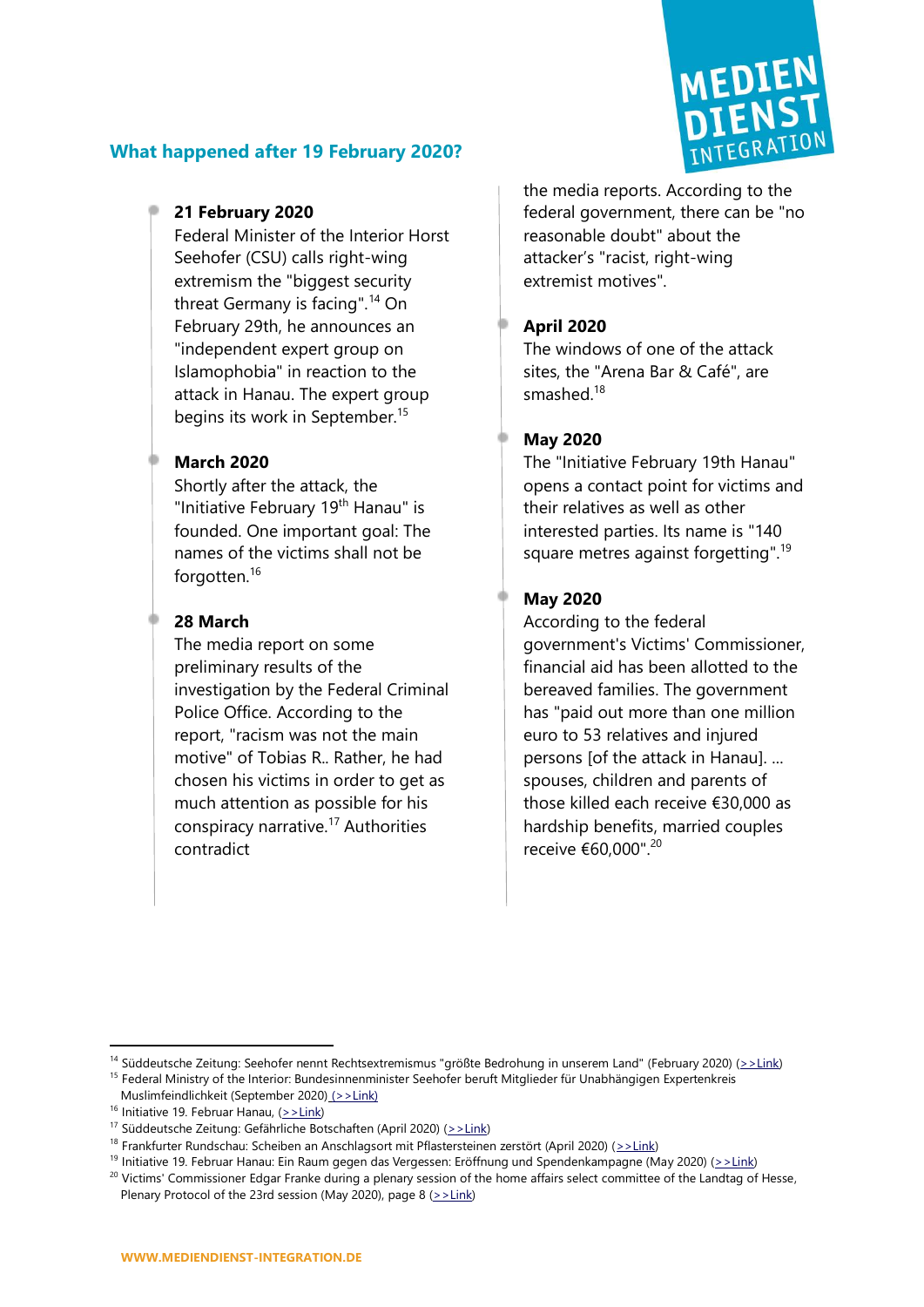## What happened after 19 February 2020?

**21 February 2020**
Federal Minister of the Interior Horst Seehofer (CSU) calls right-wing extremism the "biggest security threat Germany is facing".[14] On February 29th, he announces an "independent expert group on Islamophobia" in reaction to the attack in Hanau. The expert group begins its work in September.[15]

**March 2020**
Shortly after the attack, the "Initiative February 19th Hanau" is founded. One important goal: The names of the victims shall not be forgotten.[16]

**28 March**
The media report on some preliminary results of the investigation by the Federal Criminal Police Office. According to the report, "racism was not the main motive" of Tobias R.. Rather, he had chosen his victims in order to get as much attention as possible for his conspiracy narrative.[17] Authorities contradict the media reports. According to the federal government, there can be "no reasonable doubt" about the attacker's "racist, right-wing extremist motives".

**April 2020**
The windows of one of the attack sites, the "Arena Bar & Café", are smashed.[18]

**May 2020**
The "Initiative February 19th Hanau" opens a contact point for victims and their relatives as well as other interested parties. Its name is "140 square metres against forgetting".[19]

**May 2020**
According to the federal government's Victims' Commissioner, financial aid has been allotted to the bereaved families. The government has "paid out more than one million euro to 53 relatives and injured persons [of the attack in Hanau]. ... spouses, children and parents of those killed each receive €30,000 as hardship benefits, married couples receive €60,000".[20]

---

[14] Süddeutsche Zeitung: Seehofer nennt Rechtsextremismus "größte Bedrohung in unserem Land" (February 2020) (>>Link)

[15] Federal Ministry of the Interior: Bundesinnenminister Seehofer beruft Mitglieder für Unabhängigen Expertenkreis Muslimfeindlichkeit (September 2020) (>>Link)

[16] Initiative 19. Februar Hanau, (>>Link)

[17] Süddeutsche Zeitung: Gefährliche Botschaften (April 2020) (>>Link)

[18] Frankfurter Rundschau: Scheiben an Anschlagsort mit Pflastersteinen zerstört (April 2020) (>>Link)

[19] Initiative 19. Februar Hanau: Ein Raum gegen das Vergessen: Eröffnung und Spendenkampagne (May 2020) (>>Link)

[20] Victims' Commissioner Edgar Franke during a plenary session of the home affairs select committee of the Landtag of Hesse, Plenary Protocol of the 23rd session (May 2020), page 8 (>>Link)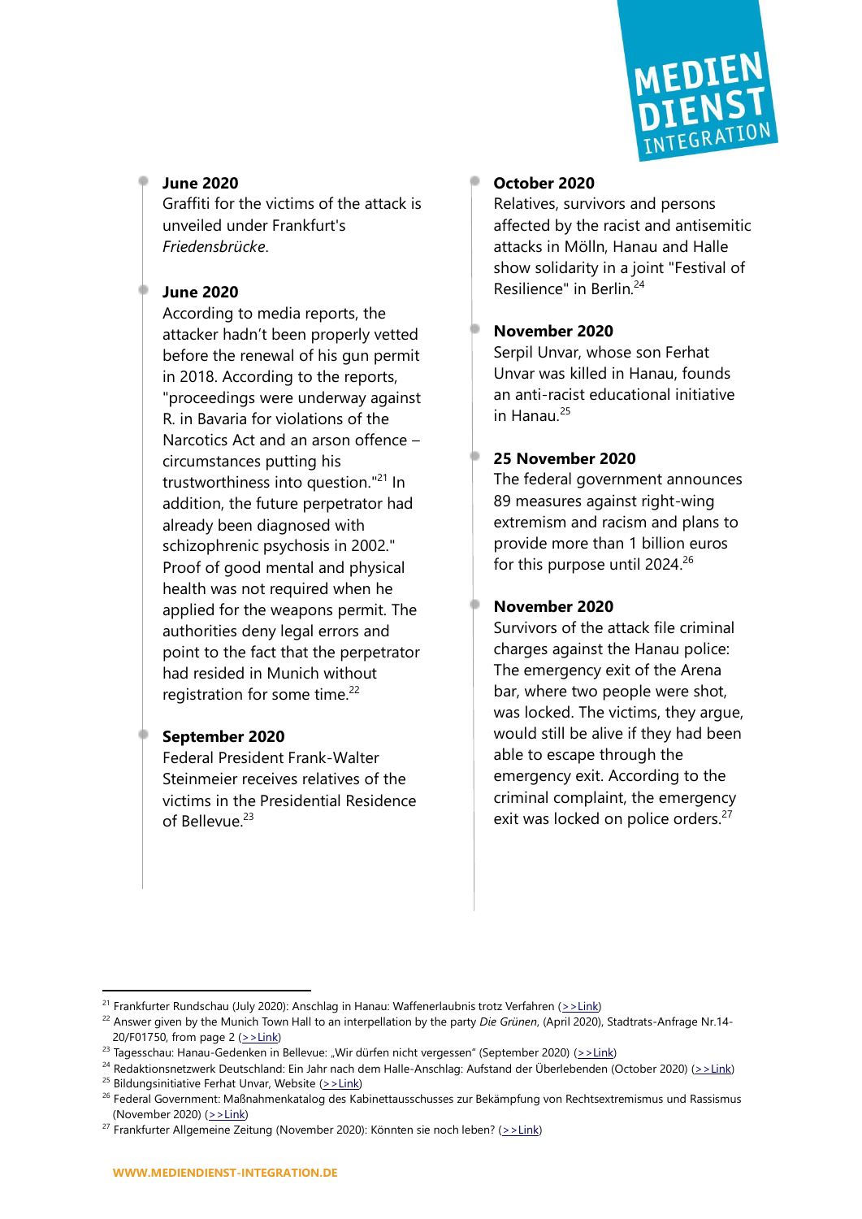**June 2020**
Graffiti for the victims of the attack is unveiled under Frankfurt's *Friedensbrücke*.

**June 2020**
According to media reports, the attacker hadn't been properly vetted before the renewal of his gun permit in 2018. According to the reports, "proceedings were underway against R. in Bavaria for violations of the Narcotics Act and an arson offence – circumstances putting his trustworthiness into question."[21] In addition, the future perpetrator had already been diagnosed with schizophrenic psychosis in 2002." Proof of good mental and physical health was not required when he applied for the weapons permit. The authorities deny legal errors and point to the fact that the perpetrator had resided in Munich without registration for some time.[22]

**September 2020**
Federal President Frank-Walter Steinmeier receives relatives of the victims in the Presidential Residence of Bellevue.[23]

**October 2020**
Relatives, survivors and persons affected by the racist and antisemitic attacks in Mölln, Hanau and Halle show solidarity in a joint "Festival of Resilience" in Berlin.[24]

**November 2020**
Serpil Unvar, whose son Ferhat Unvar was killed in Hanau, founds an anti-racist educational initiative in Hanau.[25]

**25 November 2020**
The federal government announces 89 measures against right-wing extremism and racism and plans to provide more than 1 billion euros for this purpose until 2024.[26]

**November 2020**
Survivors of the attack file criminal charges against the Hanau police: The emergency exit of the Arena bar, where two people were shot, was locked. The victims, they argue, would still be alive if they had been able to escape through the emergency exit. According to the criminal complaint, the emergency exit was locked on police orders.[27]

---

[21] Frankfurter Rundschau (July 2020): Anschlag in Hanau: Waffenerlaubnis trotz Verfahren (>>Link)

[22] Answer given by the Munich Town Hall to an interpellation by the party *Die Grünen*, (April 2020), Stadtrats-Anfrage Nr.14-20/F01750, from page 2 (>>Link)

[23] Tagesschau: Hanau-Gedenken in Bellevue: „Wir dürfen nicht vergessen" (September 2020) (>>Link)

[24] Redaktionsnetzwerk Deutschland: Ein Jahr nach dem Halle-Anschlag: Aufstand der Überlebenden (October 2020) (>>Link)

[25] Bildungsinitiative Ferhat Unvar, Website (>>Link)

[26] Federal Government: Maßnahmenkatalog des Kabinettausschusses zur Bekämpfung von Rechtsextremismus und Rassismus (November 2020) (>>Link)

[27] Frankfurter Allgemeine Zeitung (November 2020): Könnten sie noch leben? (>>Link)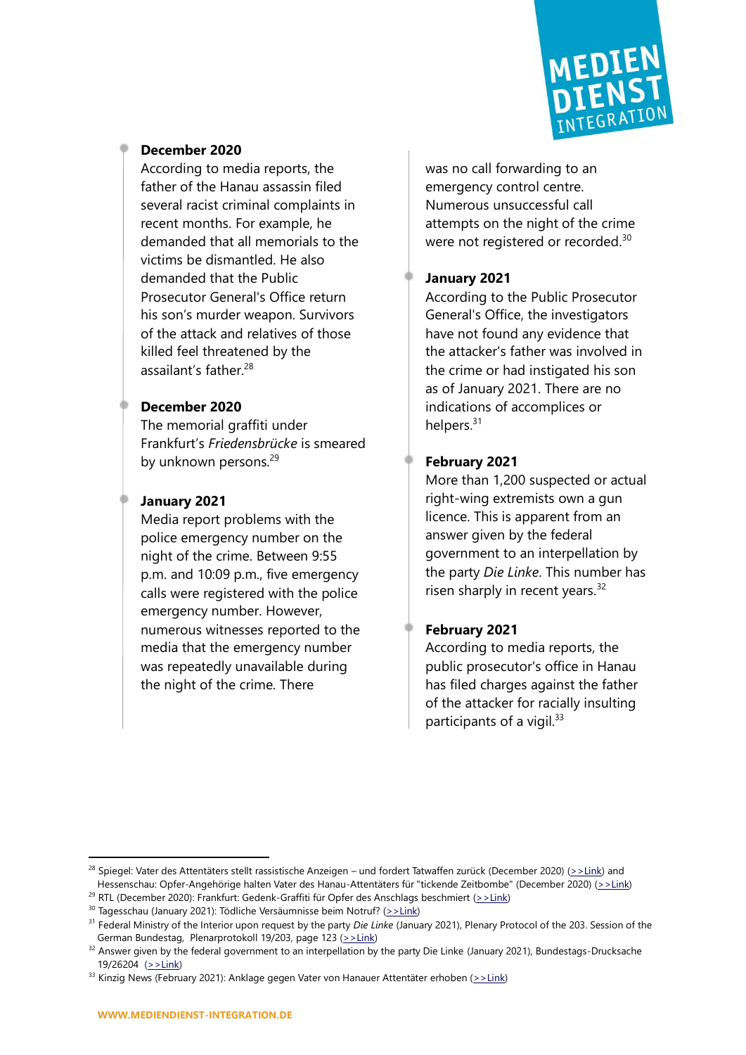**December 2020**
According to media reports, the father of the Hanau assassin filed several racist criminal complaints in recent months. For example, he demanded that all memorials to the victims be dismantled. He also demanded that the Public Prosecutor General's Office return his son's murder weapon. Survivors of the attack and relatives of those killed feel threatened by the assailant's father.[28]

**December 2020**
The memorial graffiti under Frankfurt's *Friedensbrücke* is smeared by unknown persons.[29]

**January 2021**
Media report problems with the police emergency number on the night of the crime. Between 9:55 p.m. and 10:09 p.m., five emergency calls were registered with the police emergency number. However, numerous witnesses reported to the media that the emergency number was repeatedly unavailable during the night of the crime. There was no call forwarding to an emergency control centre. Numerous unsuccessful call attempts on the night of the crime were not registered or recorded.[30]

**January 2021**
According to the Public Prosecutor General's Office, the investigators have not found any evidence that the attacker's father was involved in the crime or had instigated his son as of January 2021. There are no indications of accomplices or helpers.[31]

**February 2021**
More than 1,200 suspected or actual right-wing extremists own a gun licence. This is apparent from an answer given by the federal government to an interpellation by the party *Die Linke*. This number has risen sharply in recent years.[32]

**February 2021**
According to media reports, the public prosecutor's office in Hanau has filed charges against the father of the attacker for racially insulting participants of a vigil.[33]

---

[28] Spiegel: Vater des Attentäters stellt rassistische Anzeigen – und fordert Tatwaffen zurück (December 2020) (>>Link) and Hessenschau: Opfer-Angehörige halten Vater des Hanau-Attentäters für "tickende Zeitbombe" (December 2020) (>>Link)

[29] RTL (December 2020): Frankfurt: Gedenk-Graffiti für Opfer des Anschlags beschmiert (>>Link)

[30] Tagesschau (January 2021): Tödliche Versäumnisse beim Notruf? (>>Link)

[31] Federal Ministry of the Interior upon request by the party *Die Linke* (January 2021), Plenary Protocol of the 203. Session of the German Bundestag, Plenarprotokoll 19/203, page 123 (>>Link)

[32] Answer given by the federal government to an interpellation by the party Die Linke (January 2021), Bundestags-Drucksache 19/26204 (>>Link)

[33] Kinzig News (February 2021): Anklage gegen Vater von Hanauer Attentäter erhoben (>>Link)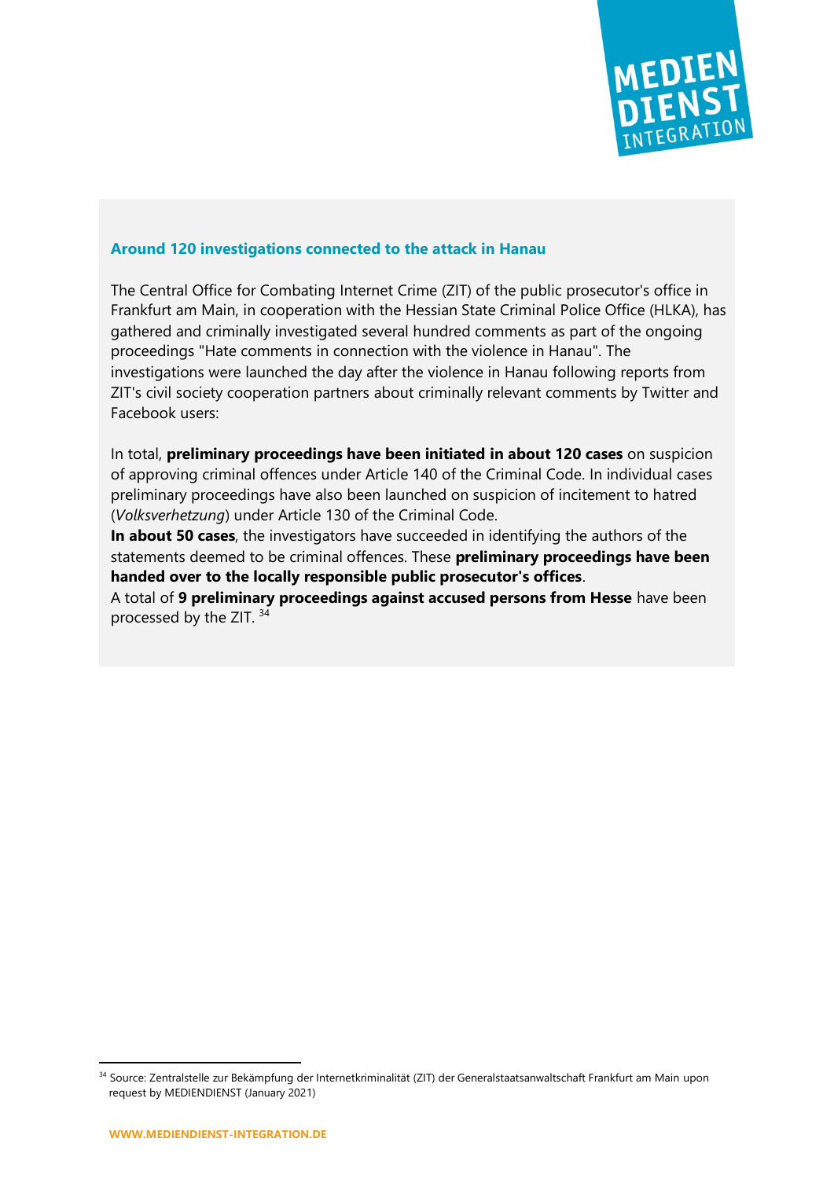### Around 120 investigations connected to the attack in Hanau

The Central Office for Combating Internet Crime (ZIT) of the public prosecutor's office in Frankfurt am Main, in cooperation with the Hessian State Criminal Police Office (HLKA), has gathered and criminally investigated several hundred comments as part of the ongoing proceedings "Hate comments in connection with the violence in Hanau". The investigations were launched the day after the violence in Hanau following reports from ZIT's civil society cooperation partners about criminally relevant comments by Twitter and Facebook users:

In total, **preliminary proceedings have been initiated in about 120 cases** on suspicion of approving criminal offences under Article 140 of the Criminal Code. In individual cases preliminary proceedings have also been launched on suspicion of incitement to hatred (*Volksverhetzung*) under Article 130 of the Criminal Code.
**In about 50 cases**, the investigators have succeeded in identifying the authors of the statements deemed to be criminal offences. These **preliminary proceedings have been handed over to the locally responsible public prosecutor's offices**.
A total of **9 preliminary proceedings against accused persons from Hesse** have been processed by the ZIT. [34]

---

[34] Source: Zentralstelle zur Bekämpfung der Internetkriminalität (ZIT) der Generalstaatsanwaltschaft Frankfurt am Main upon request by MEDIENDIENST (January 2021)